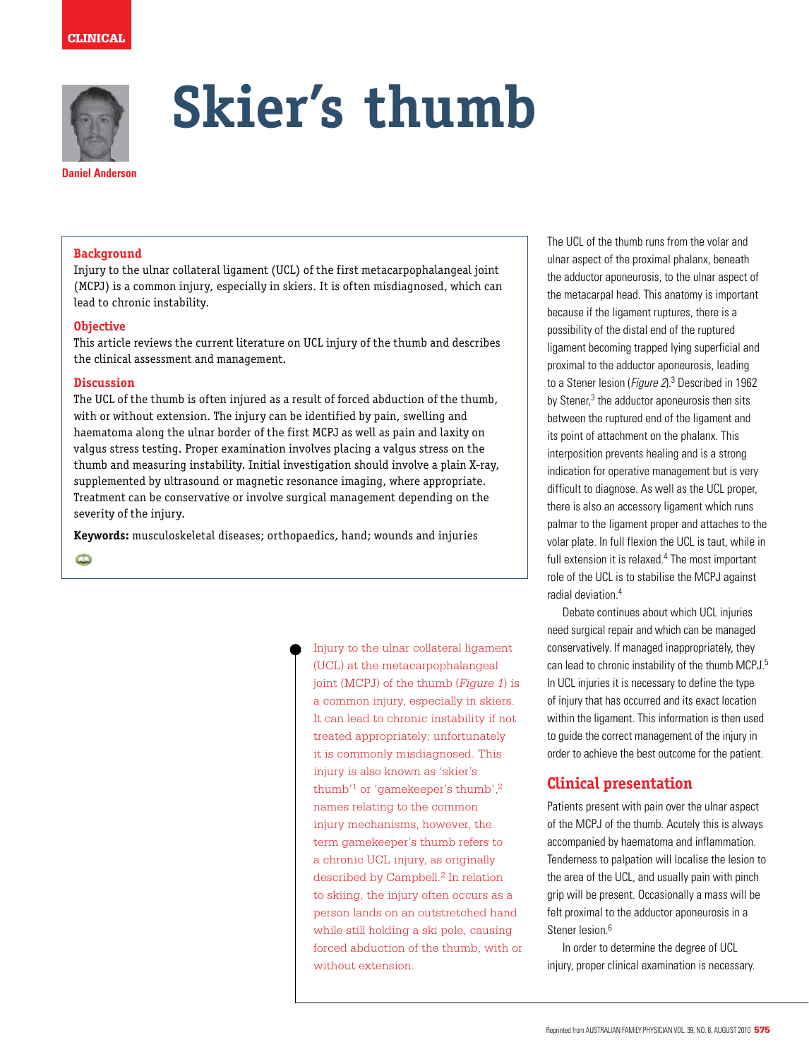CLINICAL

# Skier's thumb

**Daniel Anderson**

## Background

Injury to the ulnar collateral ligament (UCL) of the first metacarpophalangeal joint (MCPJ) is a common injury, especially in skiers. It is often misdiagnosed, which can lead to chronic instability.

## Objective

This article reviews the current literature on UCL injury of the thumb and describes the clinical assessment and management.

## Discussion

The UCL of the thumb is often injured as a result of forced abduction of the thumb, with or without extension. The injury can be identified by pain, swelling and haematoma along the ulnar border of the first MCPJ as well as pain and laxity on valgus stress testing. Proper examination involves placing a valgus stress on the thumb and measuring instability. Initial investigation should involve a plain X-ray, supplemented by ultrasound or magnetic resonance imaging, where appropriate. Treatment can be conservative or involve surgical management depending on the severity of the injury.

**Keywords:** musculoskeletal diseases; orthopaedics, hand; wounds and injuries

Injury to the ulnar collateral ligament (UCL) at the metacarpophalangeal joint (MCPJ) of the thumb (*Figure 1*) is a common injury, especially in skiers. It can lead to chronic instability if not treated appropriately; unfortunately it is commonly misdiagnosed. This injury is also known as 'skier's thumb'[1] or 'gamekeeper's thumb',[2] names relating to the common injury mechanisms, however, the term gamekeeper's thumb refers to a chronic UCL injury, as originally described by Campbell.[2] In relation to skiing, the injury often occurs as a person lands on an outstretched hand while still holding a ski pole, causing forced abduction of the thumb, with or without extension.

The UCL of the thumb runs from the volar and ulnar aspect of the proximal phalanx, beneath the adductor aponeurosis, to the ulnar aspect of the metacarpal head. This anatomy is important because if the ligament ruptures, there is a possibility of the distal end of the ruptured ligament becoming trapped lying superficial and proximal to the adductor aponeurosis, leading to a Stener lesion (*Figure 2*).[3] Described in 1962 by Stener,[3] the adductor aponeurosis then sits between the ruptured end of the ligament and its point of attachment on the phalanx. This interposition prevents healing and is a strong indication for operative management but is very difficult to diagnose. As well as the UCL proper, there is also an accessory ligament which runs palmar to the ligament proper and attaches to the volar plate. In full flexion the UCL is taut, while in full extension it is relaxed.[4] The most important role of the UCL is to stabilise the MCPJ against radial deviation.[4]

Debate continues about which UCL injuries need surgical repair and which can be managed conservatively. If managed inappropriately, they can lead to chronic instability of the thumb MCPJ.[5] In UCL injuries it is necessary to define the type of injury that has occurred and its exact location within the ligament. This information is then used to guide the correct management of the injury in order to achieve the best outcome for the patient.

## Clinical presentation

Patients present with pain over the ulnar aspect of the MCPJ of the thumb. Acutely this is always accompanied by haematoma and inflammation. Tenderness to palpation will localise the lesion to the area of the UCL, and usually pain with pinch grip will be present. Occasionally a mass will be felt proximal to the adductor aponeurosis in a Stener lesion.[6]

In order to determine the degree of UCL injury, proper clinical examination is necessary.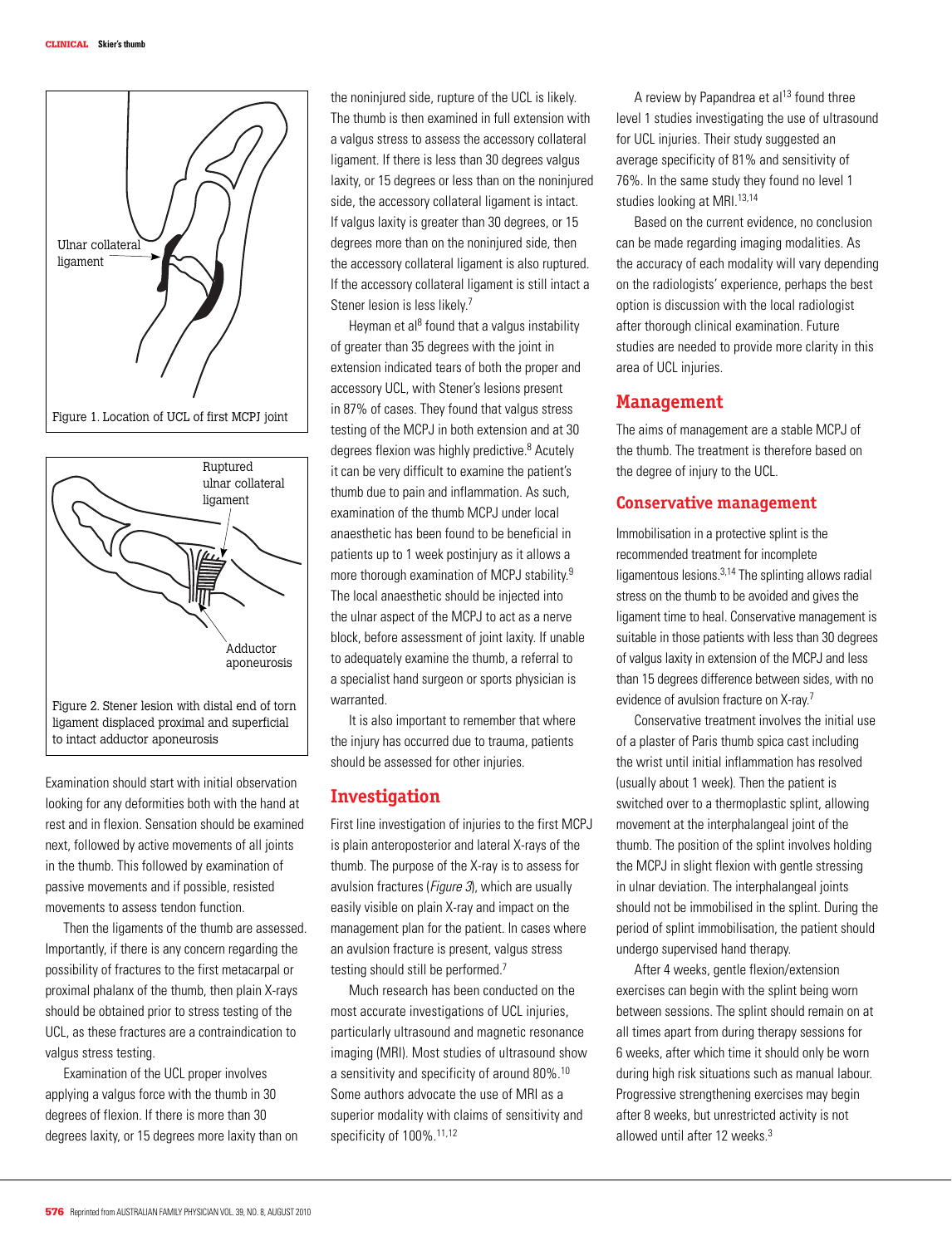Figure 1. Location of UCL of first MCPJ joint

Figure 2. Stener lesion with distal end of torn ligament displaced proximal and superficial to intact adductor aponeurosis

Examination should start with initial observation looking for any deformities both with the hand at rest and in flexion. Sensation should be examined next, followed by active movements of all joints in the thumb. This followed by examination of passive movements and if possible, resisted movements to assess tendon function.

Then the ligaments of the thumb are assessed. Importantly, if there is any concern regarding the possibility of fractures to the first metacarpal or proximal phalanx of the thumb, then plain X-rays should be obtained prior to stress testing of the UCL, as these fractures are a contraindication to valgus stress testing.

Examination of the UCL proper involves applying a valgus force with the thumb in 30 degrees of flexion. If there is more than 30 degrees laxity, or 15 degrees more laxity than on the noninjured side, rupture of the UCL is likely. The thumb is then examined in full extension with a valgus stress to assess the accessory collateral ligament. If there is less than 30 degrees valgus laxity, or 15 degrees or less than on the noninjured side, the accessory collateral ligament is intact. If valgus laxity is greater than 30 degrees, or 15 degrees more than on the noninjured side, then the accessory collateral ligament is also ruptured. If the accessory collateral ligament is still intact a Stener lesion is less likely.[7]

Heyman et al[8] found that a valgus instability of greater than 35 degrees with the joint in extension indicated tears of both the proper and accessory UCL, with Stener's lesions present in 87% of cases. They found that valgus stress testing of the MCPJ in both extension and at 30 degrees flexion was highly predictive.[8] Acutely it can be very difficult to examine the patient's thumb due to pain and inflammation. As such, examination of the thumb MCPJ under local anaesthetic has been found to be beneficial in patients up to 1 week postinjury as it allows a more thorough examination of MCPJ stability.[9] The local anaesthetic should be injected into the ulnar aspect of the MCPJ to act as a nerve block, before assessment of joint laxity. If unable to adequately examine the thumb, a referral to a specialist hand surgeon or sports physician is warranted.

It is also important to remember that where the injury has occurred due to trauma, patients should be assessed for other injuries.

## Investigation

First line investigation of injuries to the first MCPJ is plain anteroposterior and lateral X-rays of the thumb. The purpose of the X-ray is to assess for avulsion fractures (*Figure 3*), which are usually easily visible on plain X-ray and impact on the management plan for the patient. In cases where an avulsion fracture is present, valgus stress testing should still be performed.[7]

Much research has been conducted on the most accurate investigations of UCL injuries, particularly ultrasound and magnetic resonance imaging (MRI). Most studies of ultrasound show a sensitivity and specificity of around 80%.[10] Some authors advocate the use of MRI as a superior modality with claims of sensitivity and specificity of 100%.[11,12]

A review by Papandrea et al[13] found three level 1 studies investigating the use of ultrasound for UCL injuries. Their study suggested an average specificity of 81% and sensitivity of 76%. In the same study they found no level 1 studies looking at MRI.[13,14]

Based on the current evidence, no conclusion can be made regarding imaging modalities. As the accuracy of each modality will vary depending on the radiologists' experience, perhaps the best option is discussion with the local radiologist after thorough clinical examination. Future studies are needed to provide more clarity in this area of UCL injuries.

## Management

The aims of management are a stable MCPJ of the thumb. The treatment is therefore based on the degree of injury to the UCL.

### Conservative management

Immobilisation in a protective splint is the recommended treatment for incomplete ligamentous lesions.[3,14] The splinting allows radial stress on the thumb to be avoided and gives the ligament time to heal. Conservative management is suitable in those patients with less than 30 degrees of valgus laxity in extension of the MCPJ and less than 15 degrees difference between sides, with no evidence of avulsion fracture on X-ray.[7]

Conservative treatment involves the initial use of a plaster of Paris thumb spica cast including the wrist until initial inflammation has resolved (usually about 1 week). Then the patient is switched over to a thermoplastic splint, allowing movement at the interphalangeal joint of the thumb. The position of the splint involves holding the MCPJ in slight flexion with gentle stressing in ulnar deviation. The interphalangeal joints should not be immobilised in the splint. During the period of splint immobilisation, the patient should undergo supervised hand therapy.

After 4 weeks, gentle flexion/extension exercises can begin with the splint being worn between sessions. The splint should remain on at all times apart from during therapy sessions for 6 weeks, after which time it should only be worn during high risk situations such as manual labour. Progressive strengthening exercises may begin after 8 weeks, but unrestricted activity is not allowed until after 12 weeks.[3]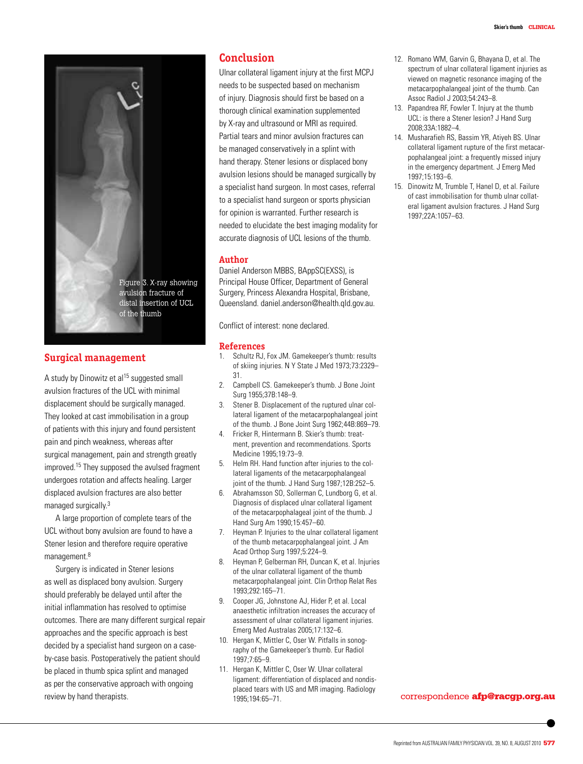Figure 3. X-ray showing avulsion fracture of distal insertion of UCL of the thumb

## Surgical management

A study by Dinowitz et al[15] suggested small avulsion fractures of the UCL with minimal displacement should be surgically managed. They looked at cast immobilisation in a group of patients with this injury and found persistent pain and pinch weakness, whereas after surgical management, pain and strength greatly improved.[15] They supposed the avulsed fragment undergoes rotation and affects healing. Larger displaced avulsion fractures are also better managed surgically.[3]

A large proportion of complete tears of the UCL without bony avulsion are found to have a Stener lesion and therefore require operative management.[8]

Surgery is indicated in Stener lesions as well as displaced bony avulsion. Surgery should preferably be delayed until after the initial inflammation has resolved to optimise outcomes. There are many different surgical repair approaches and the specific approach is best decided by a specialist hand surgeon on a case-by-case basis. Postoperatively the patient should be placed in thumb spica splint and managed as per the conservative approach with ongoing review by hand therapists.

## Conclusion

Ulnar collateral ligament injury at the first MCPJ needs to be suspected based on mechanism of injury. Diagnosis should first be based on a thorough clinical examination supplemented by X-ray and ultrasound or MRI as required. Partial tears and minor avulsion fractures can be managed conservatively in a splint with hand therapy. Stener lesions or displaced bony avulsion lesions should be managed surgically by a specialist hand surgeon. In most cases, referral to a specialist hand surgeon or sports physician for opinion is warranted. Further research is needed to elucidate the best imaging modality for accurate diagnosis of UCL lesions of the thumb.

## Author

Daniel Anderson MBBS, BAppSC(EXSS), is Principal House Officer, Department of General Surgery, Princess Alexandra Hospital, Brisbane, Queensland. daniel.anderson@health.qld.gov.au.

Conflict of interest: none declared.

## References

1. Schultz RJ, Fox JM. Gamekeeper's thumb: results of skiing injuries. N Y State J Med 1973;73:2329–31.
2. Campbell CS. Gamekeeper's thumb. J Bone Joint Surg 1955;37B:148–9.
3. Stener B. Displacement of the ruptured ulnar collateral ligament of the metacarpophalangeal joint of the thumb. J Bone Joint Surg 1962;44B:869–79.
4. Fricker R, Hintermann B. Skier's thumb: treatment, prevention and recommendations. Sports Medicine 1995;19:73–9.
5. Helm RH. Hand function after injuries to the collateral ligaments of the metacarpophalangeal joint of the thumb. J Hand Surg 1987;12B:252–5.
6. Abrahamsson SO, Sollerman C, Lundborg G, et al. Diagnosis of displaced ulnar collateral ligament of the metacarpophalageal joint of the thumb. J Hand Surg Am 1990;15:457–60.
7. Heyman P. Injuries to the ulnar collateral ligament of the thumb metacarpophalangeal joint. J Am Acad Orthop Surg 1997;5:224–9.
8. Heyman P, Gelberman RH, Duncan K, et al. Injuries of the ulnar collateral ligament of the thumb metacarpophalangeal joint. Clin Orthop Relat Res 1993;292:165–71.
9. Cooper JG, Johnstone AJ, Hider P, et al. Local anaesthetic infiltration increases the accuracy of assessment of ulnar collateral ligament injuries. Emerg Med Australas 2005;17:132–6.
10. Hergan K, Mittler C, Oser W. Pitfalls in sonography of the Gamekeeper's thumb. Eur Radiol 1997;7:65–9.
11. Hergan K, Mittler C, Oser W. Ulnar collateral ligament: differentiation of displaced and nondisplaced tears with US and MR imaging. Radiology 1995;194:65–71.
12. Romano WM, Garvin G, Bhayana D, et al. The spectrum of ulnar collateral ligament injuries as viewed on magnetic resonance imaging of the metacarpophalangeal joint of the thumb. Can Assoc Radiol J 2003;54:243–8.
13. Papandrea RF, Fowler T. Injury at the thumb UCL: is there a Stener lesion? J Hand Surg 2008;33A:1882–4.
14. Musharafieh RS, Bassim YR, Atiyeh BS. Ulnar collateral ligament rupture of the first metacarpophalangeal joint: a frequently missed injury in the emergency department. J Emerg Med 1997;15:193–6.
15. Dinowitz M, Trumble T, Hanel D, et al. Failure of cast immobilisation for thumb ulnar collateral ligament avulsion fractures. J Hand Surg 1997;22A:1057–63.

correspondence **afp@racgp.org.au**